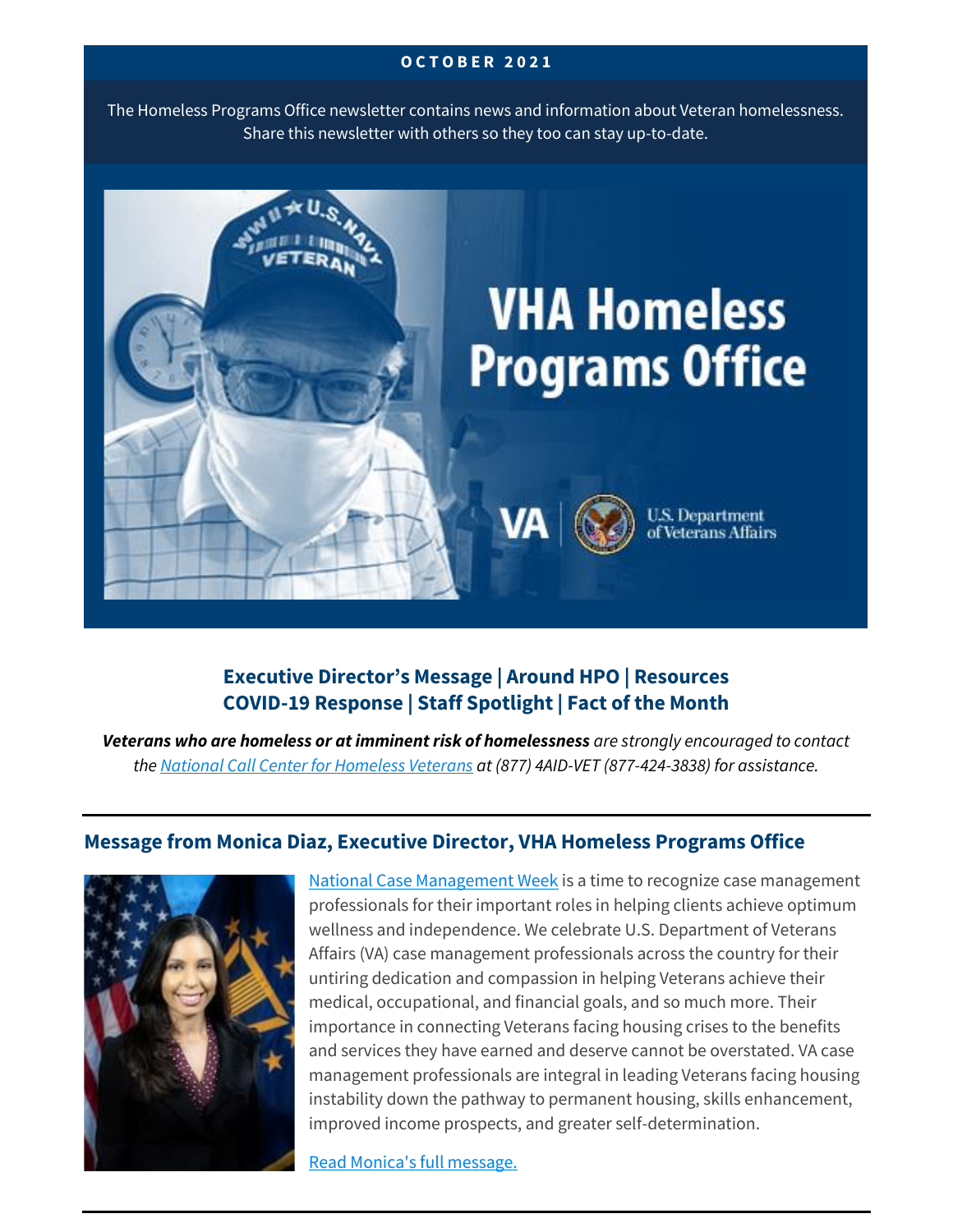**OCTOBER 2021**

The Homeless Programs Office newsletter contains news and information about Veteran homelessness. Share this newsletter with others so they too can stay up-to-date.

**Executive Director's Message | Around HPO | Resources**
**COVID-19 Response | Staff Spotlight | Fact of the Month**

***Veterans who are homeless or at imminent risk of homelessness*** *are strongly encouraged to contact the [National Call Center for Homeless Veterans](#) at (877) 4AID-VET (877-424-3838) for assistance.*

## Message from Monica Diaz, Executive Director, VHA Homeless Programs Office

[National Case Management Week](#) is a time to recognize case management professionals for their important roles in helping clients achieve optimum wellness and independence. We celebrate U.S. Department of Veterans Affairs (VA) case management professionals across the country for their untiring dedication and compassion in helping Veterans achieve their medical, occupational, and financial goals, and so much more. Their importance in connecting Veterans facing housing crises to the benefits and services they have earned and deserve cannot be overstated. VA case management professionals are integral in leading Veterans facing housing instability down the pathway to permanent housing, skills enhancement, improved income prospects, and greater self-determination.

[Read Monica's full message.](#)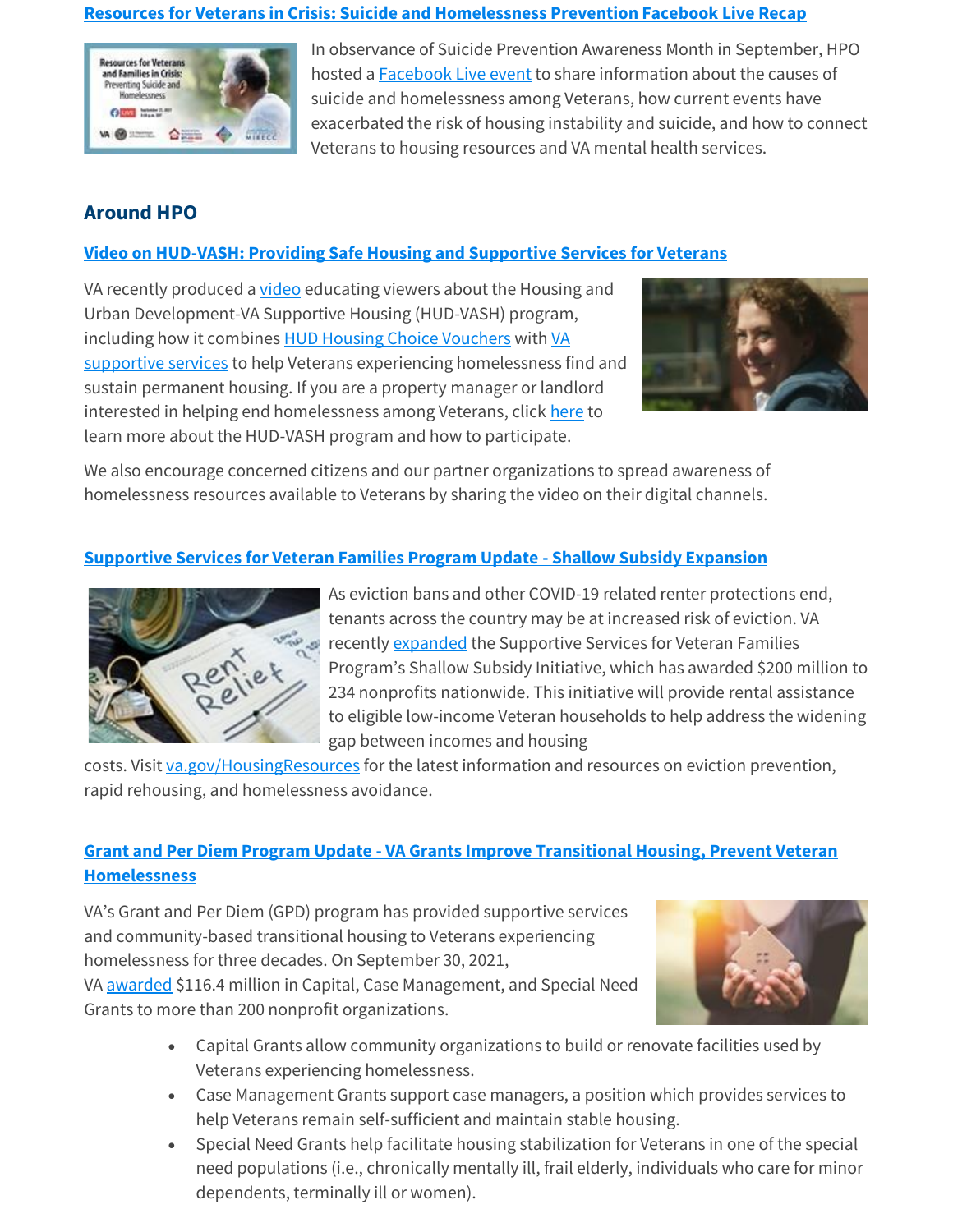### Resources for Veterans in Crisis: Suicide and Homelessness Prevention Facebook Live Recap

In observance of Suicide Prevention Awareness Month in September, HPO hosted a Facebook Live event to share information about the causes of suicide and homelessness among Veterans, how current events have exacerbated the risk of housing instability and suicide, and how to connect Veterans to housing resources and VA mental health services.

## Around HPO

### Video on HUD-VASH: Providing Safe Housing and Supportive Services for Veterans

VA recently produced a video educating viewers about the Housing and Urban Development-VA Supportive Housing (HUD-VASH) program, including how it combines HUD Housing Choice Vouchers with VA supportive services to help Veterans experiencing homelessness find and sustain permanent housing. If you are a property manager or landlord interested in helping end homelessness among Veterans, click here to learn more about the HUD-VASH program and how to participate.

We also encourage concerned citizens and our partner organizations to spread awareness of homelessness resources available to Veterans by sharing the video on their digital channels.

### Supportive Services for Veteran Families Program Update - Shallow Subsidy Expansion

As eviction bans and other COVID-19 related renter protections end, tenants across the country may be at increased risk of eviction. VA recently expanded the Supportive Services for Veteran Families Program's Shallow Subsidy Initiative, which has awarded $200 million to 234 nonprofits nationwide. This initiative will provide rental assistance to eligible low-income Veteran households to help address the widening gap between incomes and housing costs. Visit va.gov/HousingResources for the latest information and resources on eviction prevention, rapid rehousing, and homelessness avoidance.

### Grant and Per Diem Program Update - VA Grants Improve Transitional Housing, Prevent Veteran Homelessness

VA's Grant and Per Diem (GPD) program has provided supportive services and community-based transitional housing to Veterans experiencing homelessness for three decades. On September 30, 2021, VA awarded $116.4 million in Capital, Case Management, and Special Need Grants to more than 200 nonprofit organizations.

- Capital Grants allow community organizations to build or renovate facilities used by Veterans experiencing homelessness.
- Case Management Grants support case managers, a position which provides services to help Veterans remain self-sufficient and maintain stable housing.
- Special Need Grants help facilitate housing stabilization for Veterans in one of the special need populations (i.e., chronically mentally ill, frail elderly, individuals who care for minor dependents, terminally ill or women).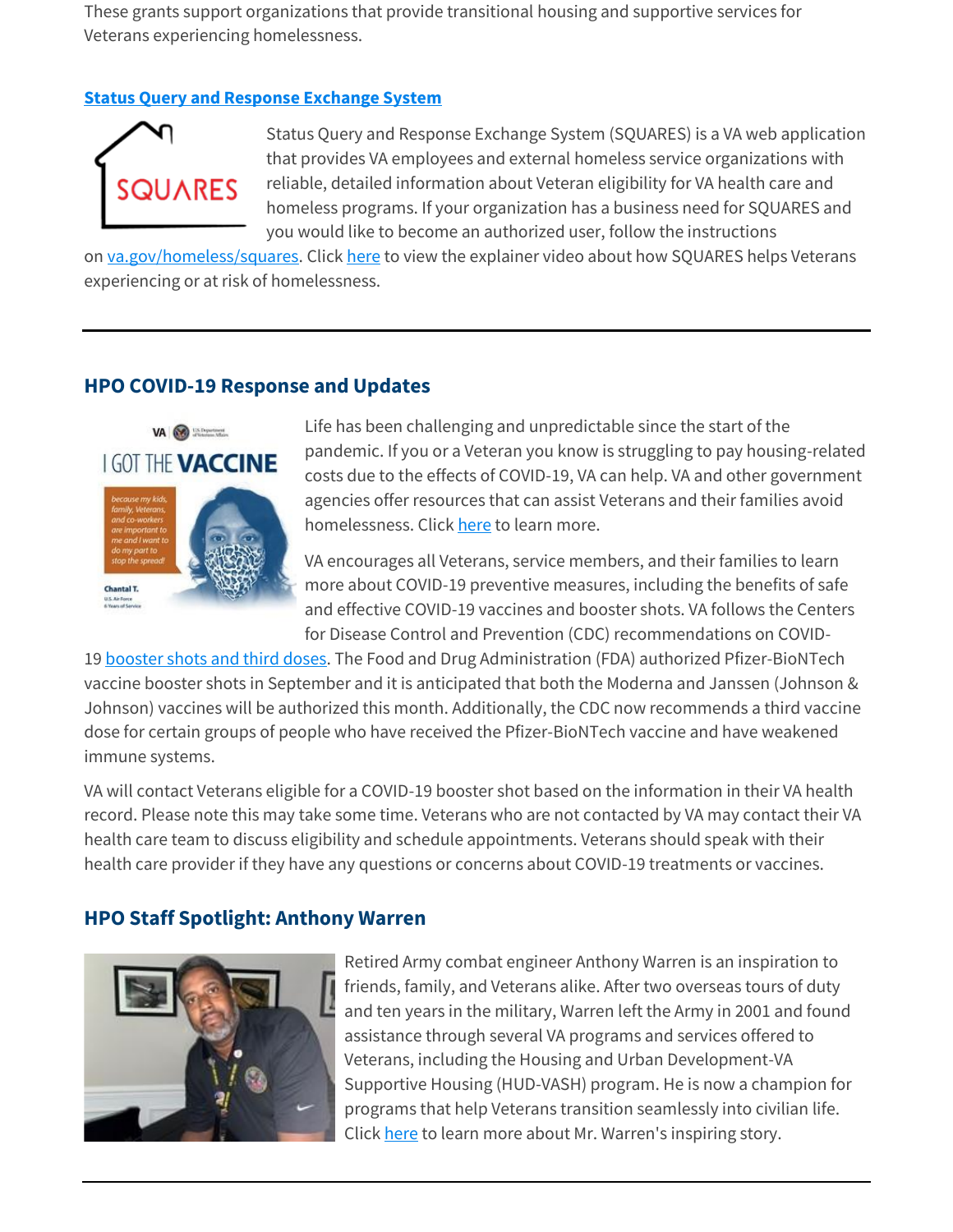These grants support organizations that provide transitional housing and supportive services for Veterans experiencing homelessness.

### Status Query and Response Exchange System

Status Query and Response Exchange System (SQUARES) is a VA web application that provides VA employees and external homeless service organizations with reliable, detailed information about Veteran eligibility for VA health care and homeless programs. If your organization has a business need for SQUARES and you would like to become an authorized user, follow the instructions on va.gov/homeless/squares. Click here to view the explainer video about how SQUARES helps Veterans experiencing or at risk of homelessness.

---

## HPO COVID-19 Response and Updates

Life has been challenging and unpredictable since the start of the pandemic. If you or a Veteran you know is struggling to pay housing-related costs due to the effects of COVID-19, VA can help. VA and other government agencies offer resources that can assist Veterans and their families avoid homelessness. Click here to learn more.

VA encourages all Veterans, service members, and their families to learn more about COVID-19 preventive measures, including the benefits of safe and effective COVID-19 vaccines and booster shots. VA follows the Centers for Disease Control and Prevention (CDC) recommendations on COVID-19 booster shots and third doses. The Food and Drug Administration (FDA) authorized Pfizer-BioNTech vaccine booster shots in September and it is anticipated that both the Moderna and Janssen (Johnson & Johnson) vaccines will be authorized this month. Additionally, the CDC now recommends a third vaccine dose for certain groups of people who have received the Pfizer-BioNTech vaccine and have weakened immune systems.

VA will contact Veterans eligible for a COVID-19 booster shot based on the information in their VA health record. Please note this may take some time. Veterans who are not contacted by VA may contact their VA health care team to discuss eligibility and schedule appointments. Veterans should speak with their health care provider if they have any questions or concerns about COVID-19 treatments or vaccines.

## HPO Staff Spotlight: Anthony Warren

Retired Army combat engineer Anthony Warren is an inspiration to friends, family, and Veterans alike. After two overseas tours of duty and ten years in the military, Warren left the Army in 2001 and found assistance through several VA programs and services offered to Veterans, including the Housing and Urban Development-VA Supportive Housing (HUD-VASH) program. He is now a champion for programs that help Veterans transition seamlessly into civilian life. Click here to learn more about Mr. Warren's inspiring story.

---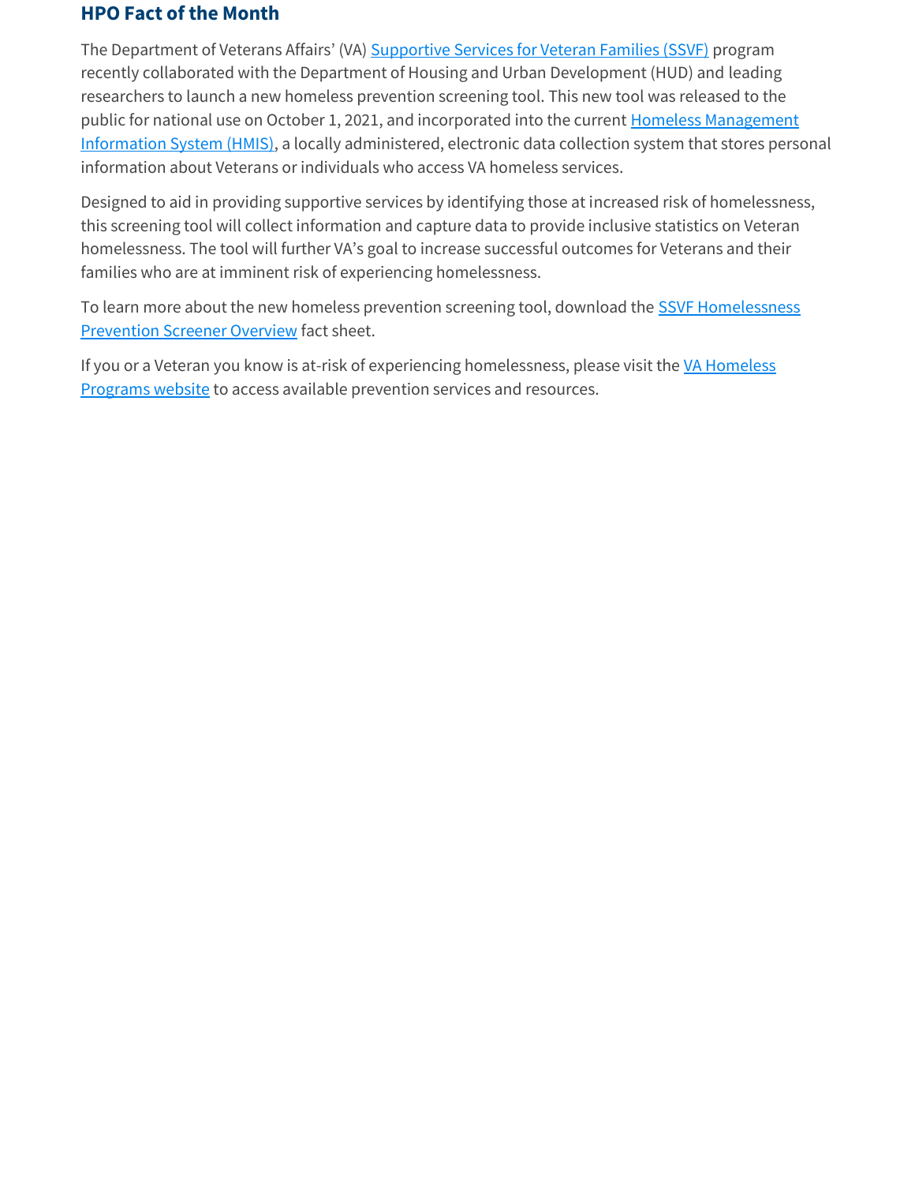## HPO Fact of the Month

The Department of Veterans Affairs' (VA) Supportive Services for Veteran Families (SSVF) program recently collaborated with the Department of Housing and Urban Development (HUD) and leading researchers to launch a new homeless prevention screening tool. This new tool was released to the public for national use on October 1, 2021, and incorporated into the current Homeless Management Information System (HMIS), a locally administered, electronic data collection system that stores personal information about Veterans or individuals who access VA homeless services.

Designed to aid in providing supportive services by identifying those at increased risk of homelessness, this screening tool will collect information and capture data to provide inclusive statistics on Veteran homelessness. The tool will further VA's goal to increase successful outcomes for Veterans and their families who are at imminent risk of experiencing homelessness.

To learn more about the new homeless prevention screening tool, download the SSVF Homelessness Prevention Screener Overview fact sheet.

If you or a Veteran you know is at-risk of experiencing homelessness, please visit the VA Homeless Programs website to access available prevention services and resources.